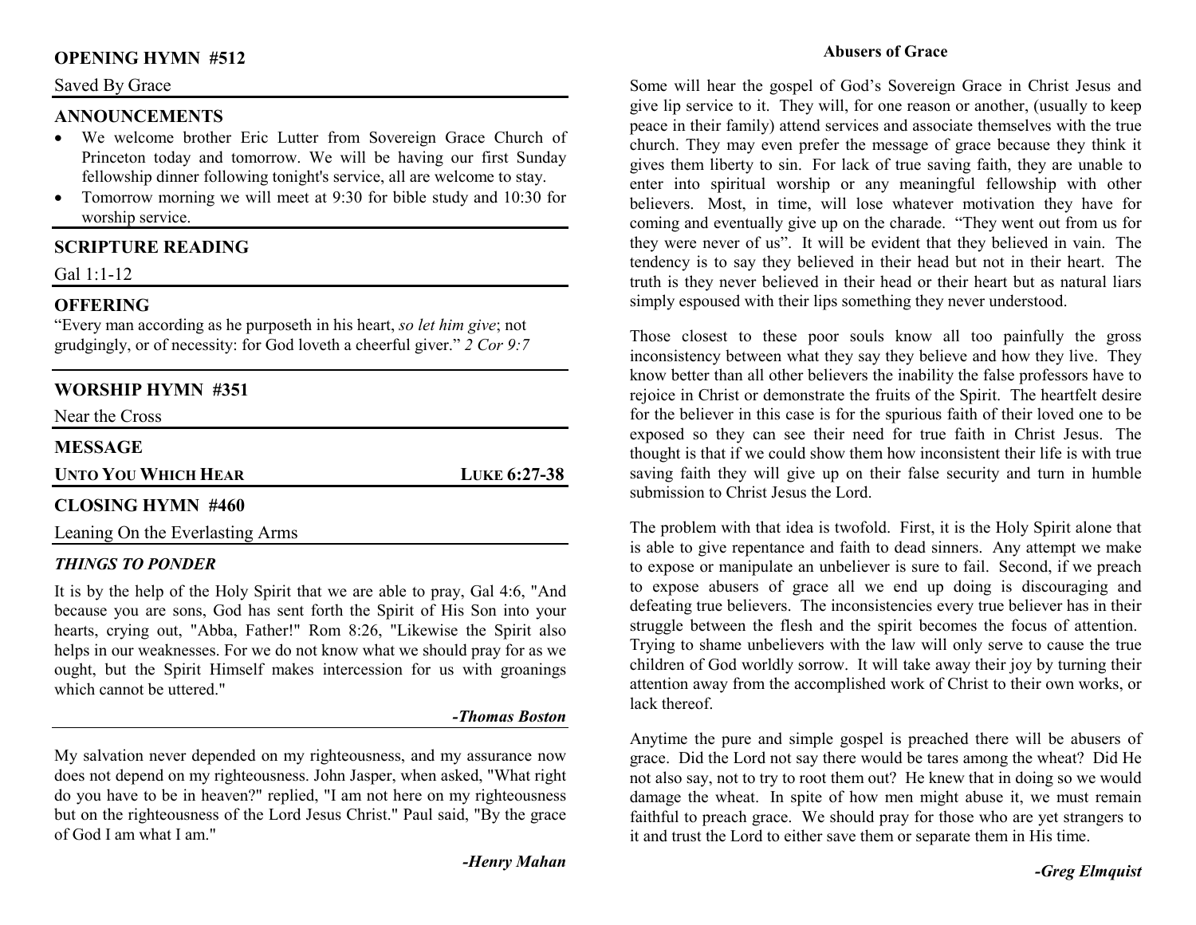## OPENING HYMN #512

Saved By Grace

## ANNOUNCEMENTS

- We welcome brother Eric Lutter from Sovereign Grace Church of Princeton today and tomorrow. We will be having our first Sunday fellowship dinner following tonight's service, all are welcome to stay.
- Tomorrow morning we will meet at 9:30 for bible study and 10:30 for worship service.

## SCRIPTURE READING

Gal 1:1-12

## OFFERING

"Every man according as he purposeth in his heart, *so let him give*; not grudgingly, or of necessity: for God loveth a cheerful giver." *2 Cor 9:7*

## WORSHIP HYMN #351

Near the Cross

## MESSAGE

**UNTO YOU WHICH HEAR** — **LUKE 6:27-38**

## CLOSING HYMN #460

Leaning On the Everlasting Arms

### *THINGS TO PONDER*

It is by the help of the Holy Spirit that we are able to pray, Gal 4:6, "And because you are sons, God has sent forth the Spirit of His Son into your hearts, crying out, "Abba, Father!" Rom 8:26, "Likewise the Spirit also helps in our weaknesses. For we do not know what we should pray for as we ought, but the Spirit Himself makes intercession for us with groanings which cannot be uttered."

***-Thomas Boston***

My salvation never depended on my righteousness, and my assurance now does not depend on my righteousness. John Jasper, when asked, "What right do you have to be in heaven?" replied, "I am not here on my righteousness but on the righteousness of the Lord Jesus Christ." Paul said, "By the grace of God I am what I am."

***-Henry Mahan***

### Abusers of Grace

Some will hear the gospel of God's Sovereign Grace in Christ Jesus and give lip service to it. They will, for one reason or another, (usually to keep peace in their family) attend services and associate themselves with the true church. They may even prefer the message of grace because they think it gives them liberty to sin. For lack of true saving faith, they are unable to enter into spiritual worship or any meaningful fellowship with other believers. Most, in time, will lose whatever motivation they have for coming and eventually give up on the charade. "They went out from us for they were never of us". It will be evident that they believed in vain. The tendency is to say they believed in their head but not in their heart. The truth is they never believed in their head or their heart but as natural liars simply espoused with their lips something they never understood.

Those closest to these poor souls know all too painfully the gross inconsistency between what they say they believe and how they live. They know better than all other believers the inability the false professors have to rejoice in Christ or demonstrate the fruits of the Spirit. The heartfelt desire for the believer in this case is for the spurious faith of their loved one to be exposed so they can see their need for true faith in Christ Jesus. The thought is that if we could show them how inconsistent their life is with true saving faith they will give up on their false security and turn in humble submission to Christ Jesus the Lord.

The problem with that idea is twofold. First, it is the Holy Spirit alone that is able to give repentance and faith to dead sinners. Any attempt we make to expose or manipulate an unbeliever is sure to fail. Second, if we preach to expose abusers of grace all we end up doing is discouraging and defeating true believers. The inconsistencies every true believer has in their struggle between the flesh and the spirit becomes the focus of attention. Trying to shame unbelievers with the law will only serve to cause the true children of God worldly sorrow. It will take away their joy by turning their attention away from the accomplished work of Christ to their own works, or lack thereof.

Anytime the pure and simple gospel is preached there will be abusers of grace. Did the Lord not say there would be tares among the wheat? Did He not also say, not to try to root them out? He knew that in doing so we would damage the wheat. In spite of how men might abuse it, we must remain faithful to preach grace. We should pray for those who are yet strangers to it and trust the Lord to either save them or separate them in His time.

***-Greg Elmquist***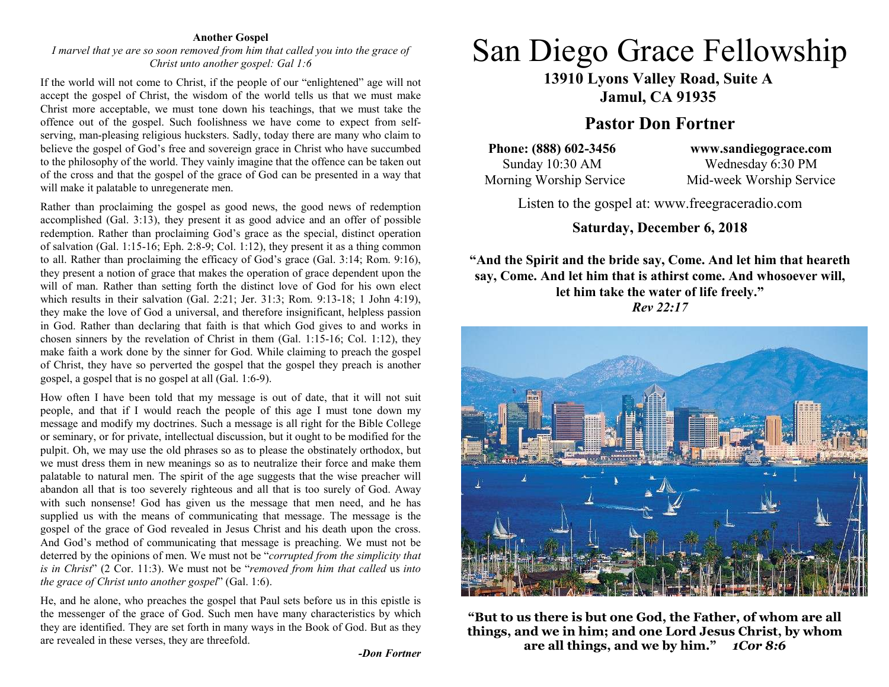**Another Gospel**

*I marvel that ye are so soon removed from him that called you into the grace of Christ unto another gospel: Gal 1:6*

If the world will not come to Christ, if the people of our "enlightened" age will not accept the gospel of Christ, the wisdom of the world tells us that we must make Christ more acceptable, we must tone down his teachings, that we must take the offence out of the gospel. Such foolishness we have come to expect from self-serving, man-pleasing religious hucksters. Sadly, today there are many who claim to believe the gospel of God's free and sovereign grace in Christ who have succumbed to the philosophy of the world. They vainly imagine that the offence can be taken out of the cross and that the gospel of the grace of God can be presented in a way that will make it palatable to unregenerate men.

Rather than proclaiming the gospel as good news, the good news of redemption accomplished (Gal. 3:13), they present it as good advice and an offer of possible redemption. Rather than proclaiming God's grace as the special, distinct operation of salvation (Gal. 1:15-16; Eph. 2:8-9; Col. 1:12), they present it as a thing common to all. Rather than proclaiming the efficacy of God's grace (Gal. 3:14; Rom. 9:16), they present a notion of grace that makes the operation of grace dependent upon the will of man. Rather than setting forth the distinct love of God for his own elect which results in their salvation (Gal. 2:21; Jer. 31:3; Rom. 9:13-18; 1 John 4:19), they make the love of God a universal, and therefore insignificant, helpless passion in God. Rather than declaring that faith is that which God gives to and works in chosen sinners by the revelation of Christ in them (Gal. 1:15-16; Col. 1:12), they make faith a work done by the sinner for God. While claiming to preach the gospel of Christ, they have so perverted the gospel that the gospel they preach is another gospel, a gospel that is no gospel at all (Gal. 1:6-9).

How often I have been told that my message is out of date, that it will not suit people, and that if I would reach the people of this age I must tone down my message and modify my doctrines. Such a message is all right for the Bible College or seminary, or for private, intellectual discussion, but it ought to be modified for the pulpit. Oh, we may use the old phrases so as to please the obstinately orthodox, but we must dress them in new meanings so as to neutralize their force and make them palatable to natural men. The spirit of the age suggests that the wise preacher will abandon all that is too severely righteous and all that is too surely of God. Away with such nonsense! God has given us the message that men need, and he has supplied us with the means of communicating that message. The message is the gospel of the grace of God revealed in Jesus Christ and his death upon the cross. And God's method of communicating that message is preaching. We must not be deterred by the opinions of men. We must not be "*corrupted from the simplicity that is in Christ*" (2 Cor. 11:3). We must not be "*removed from him that called* us *into the grace of Christ unto another gospel*" (Gal. 1:6).

He, and he alone, who preaches the gospel that Paul sets before us in this epistle is the messenger of the grace of God. Such men have many characteristics by which they are identified. They are set forth in many ways in the Book of God. But as they are revealed in these verses, they are threefold.

***-Don Fortner***

# San Diego Grace Fellowship

**13910 Lyons Valley Road, Suite A**
**Jamul, CA 91935**

## Pastor Don Fortner

**Phone: (888) 602-3456**
Sunday 10:30 AM
Morning Worship Service

**www.sandiegograce.com**
Wednesday 6:30 PM
Mid-week Worship Service

Listen to the gospel at: www.freegraceradio.com

**Saturday, December 6, 2018**

**"And the Spirit and the bride say, Come. And let him that heareth say, Come. And let him that is athirst come. And whosoever will, let him take the water of life freely."**
***Rev 22:17***

**"But to us there is but one God, the Father, of whom are all things, and we in him; and one Lord Jesus Christ, by whom are all things, and we by him."** ***1Cor 8:6***